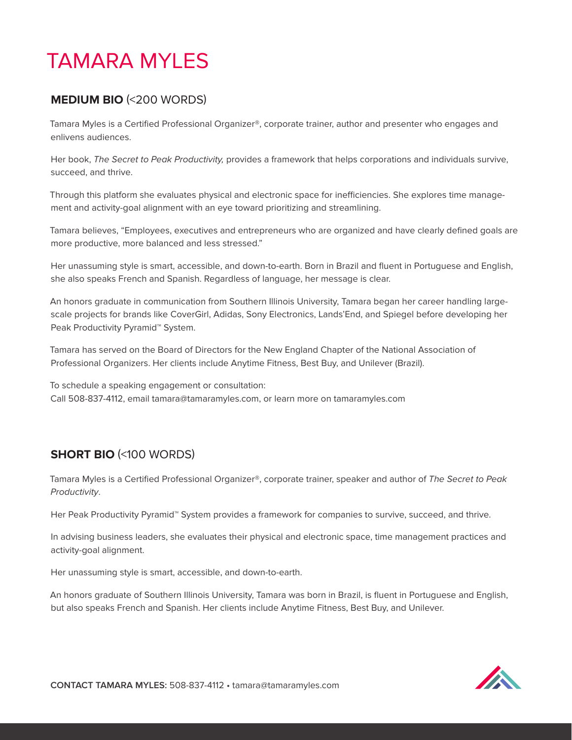# TAMARA MYLES

## **MEDIUM BIO** (<200 WORDS)

Tamara Myles is a Certified Professional Organizer®, corporate trainer, author and presenter who engages and enlivens audiences.

Her book, *The Secret to Peak Productivity,* provides a framework that helps corporations and individuals survive, succeed, and thrive.

Through this platform she evaluates physical and electronic space for inefficiencies. She explores time management and activity-goal alignment with an eye toward prioritizing and streamlining.

Tamara believes, "Employees, executives and entrepreneurs who are organized and have clearly defined goals are more productive, more balanced and less stressed."

Her unassuming style is smart, accessible, and down-to-earth. Born in Brazil and fluent in Portuguese and English, she also speaks French and Spanish. Regardless of language, her message is clear.

An honors graduate in communication from Southern Illinois University, Tamara began her career handling large-scale projects for brands like CoverGirl, Adidas, Sony Electronics, Lands'End, and Spiegel before developing her Peak Productivity Pyramid™ System.

Tamara has served on the Board of Directors for the New England Chapter of the National Association of Professional Organizers. Her clients include Anytime Fitness, Best Buy, and Unilever (Brazil).

To schedule a speaking engagement or consultation:
Call 508-837-4112, email tamara@tamaramyles.com, or learn more on tamaramyles.com

## **SHORT BIO** (<100 WORDS)

Tamara Myles is a Certified Professional Organizer®, corporate trainer, speaker and author of *The Secret to Peak Productivity*.

Her Peak Productivity Pyramid™ System provides a framework for companies to survive, succeed, and thrive.

In advising business leaders, she evaluates their physical and electronic space, time management practices and activity-goal alignment.

Her unassuming style is smart, accessible, and down-to-earth.

An honors graduate of Southern Illinois University, Tamara was born in Brazil, is fluent in Portuguese and English, but also speaks French and Spanish. Her clients include Anytime Fitness, Best Buy, and Unilever.

**CONTACT TAMARA MYLES:** 508-837-4112 • tamara@tamaramyles.com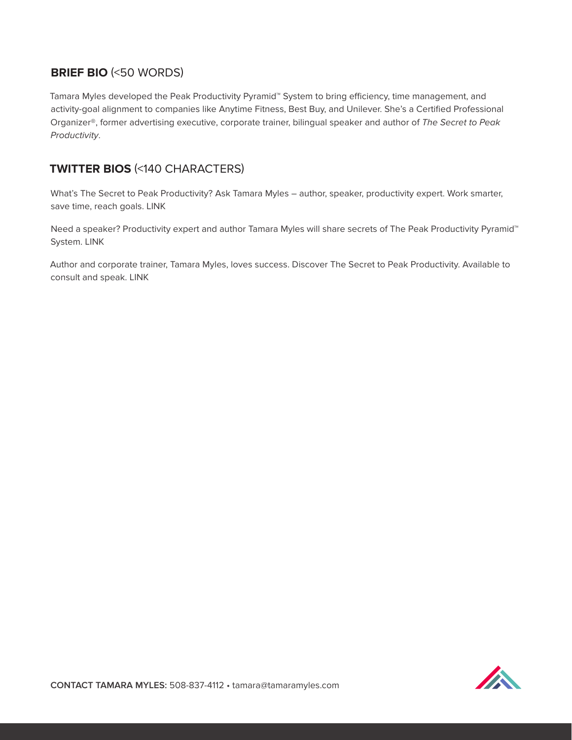## **BRIEF BIO** (<50 WORDS)

Tamara Myles developed the Peak Productivity Pyramid™ System to bring efficiency, time management, and activity-goal alignment to companies like Anytime Fitness, Best Buy, and Unilever. She's a Certified Professional Organizer®, former advertising executive, corporate trainer, bilingual speaker and author of *The Secret to Peak Productivity*.

## **TWITTER BIOS** (<140 CHARACTERS)

What's The Secret to Peak Productivity? Ask Tamara Myles – author, speaker, productivity expert. Work smarter, save time, reach goals. LINK

Need a speaker? Productivity expert and author Tamara Myles will share secrets of The Peak Productivity Pyramid™ System. LINK

Author and corporate trainer, Tamara Myles, loves success. Discover The Secret to Peak Productivity. Available to consult and speak. LINK

**CONTACT TAMARA MYLES:** 508-837-4112 • tamara@tamaramyles.com